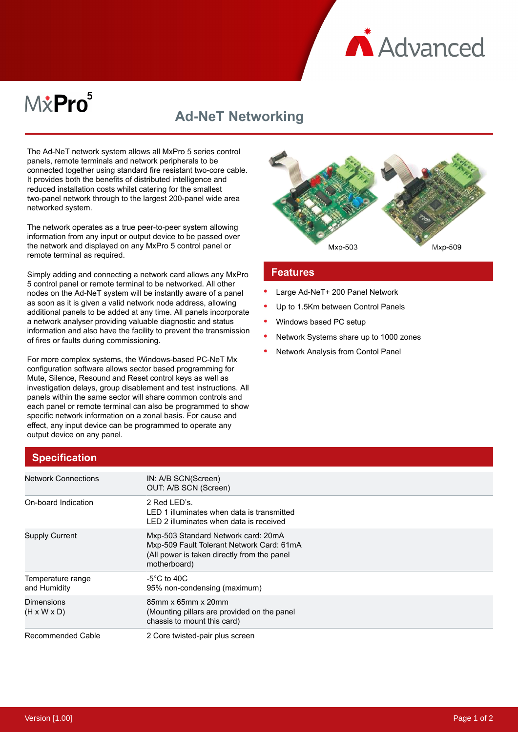# MxPro 5

## Ad-NeT Networking

The Ad-NeT network system allows all MxPro 5 series control panels, remote terminals and network peripherals to be connected together using standard fire resistant two-core cable. It provides both the benefits of distributed intelligence and reduced installation costs whilst catering for the smallest two-panel network through to the largest 200-panel wide area networked system.

The network operates as a true peer-to-peer system allowing information from any input or output device to be passed over the network and displayed on any MxPro 5 control panel or remote terminal as required.

Simply adding and connecting a network card allows any MxPro 5 control panel or remote terminal to be networked. All other nodes on the Ad-NeT system will be instantly aware of a panel as soon as it is given a valid network node address, allowing additional panels to be added at any time. All panels incorporate a network analyser providing valuable diagnostic and status information and also have the facility to prevent the transmission of fires or faults during commissioning.

For more complex systems, the Windows-based PC-NeT Mx configuration software allows sector based programming for Mute, Silence, Resound and Reset control keys as well as investigation delays, group disablement and test instructions. All panels within the same sector will share common controls and each panel or remote terminal can also be programmed to show specific network information on a zonal basis. For cause and effect, any input device can be programmed to operate any output device on any panel.

Mxp-503 Mxp-509

## Features

- Large Ad-NeT+ 200 Panel Network
- Up to 1.5Km between Control Panels
- Windows based PC setup
- Network Systems share up to 1000 zones
- Network Analysis from Contol Panel

## Specification

| | |
|---|---|
| Network Connections | IN: A/B SCN(Screen)<br>OUT: A/B SCN (Screen) |
| On-board Indication | 2 Red LED's.<br>LED 1 illuminates when data is transmitted<br>LED 2 illuminates when data is received |
| Supply Current | Mxp-503 Standard Network card: 20mA<br>Mxp-509 Fault Tolerant Network Card: 61mA<br>(All power is taken directly from the panel motherboard) |
| Temperature range and Humidity | -5°C to 40C<br>95% non-condensing (maximum) |
| Dimensions (H x W x D) | 85mm x 65mm x 20mm<br>(Mounting pillars are provided on the panel chassis to mount this card) |
| Recommended Cable | 2 Core twisted-pair plus screen |

Version [1.00]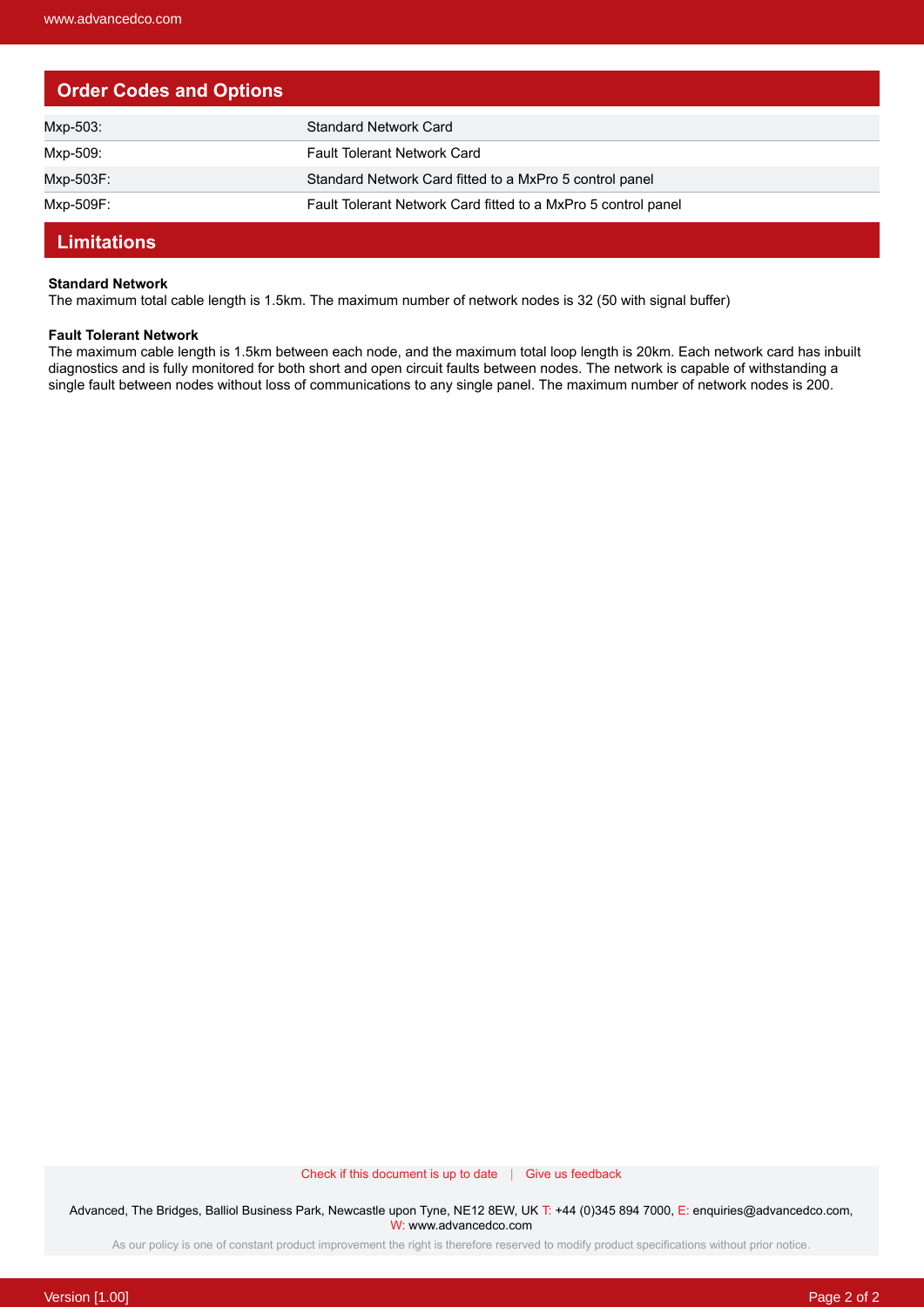## Order Codes and Options

| | |
|---|---|
| Mxp-503: | Standard Network Card |
| Mxp-509: | Fault Tolerant Network Card |
| Mxp-503F: | Standard Network Card fitted to a MxPro 5 control panel |
| Mxp-509F: | Fault Tolerant Network Card fitted to a MxPro 5 control panel |

## Limitations

**Standard Network**
The maximum total cable length is 1.5km. The maximum number of network nodes is 32 (50 with signal buffer)

**Fault Tolerant Network**
The maximum cable length is 1.5km between each node, and the maximum total loop length is 20km. Each network card has inbuilt diagnostics and is fully monitored for both short and open circuit faults between nodes. The network is capable of withstanding a single fault between nodes without loss of communications to any single panel. The maximum number of network nodes is 200.

Check if this document is up to date | Give us feedback

Advanced, The Bridges, Balliol Business Park, Newcastle upon Tyne, NE12 8EW, UK T: +44 (0)345 894 7000, E: enquiries@advancedco.com, W: www.advancedco.com

As our policy is one of constant product improvement the right is therefore reserved to modify product specifications without prior notice.

Version [1.00]